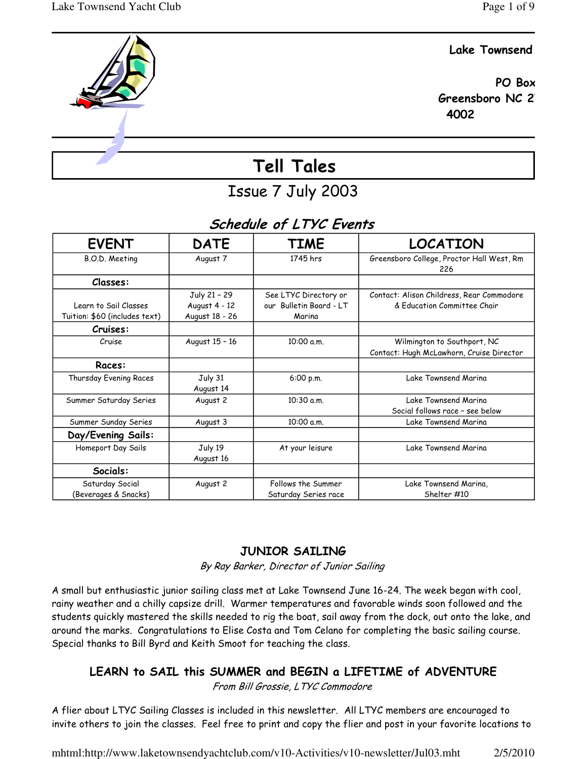**Lake Townsend**

**PO Box**
**Greensboro NC 2**
**4002**

# Tell Tales

Issue 7 July 2003

## *Schedule of LTYC Events*

| EVENT | DATE | TIME | LOCATION |
|---|---|---|---|
| B.O.D. Meeting | August 7 | 1745 hrs | Greensboro College, Proctor Hall West, Rm 226 |
| **Classes:** | | | |
| Learn to Sail Classes<br>Tuition: $60 (includes text) | July 21 – 29<br>August 4 - 12<br>August 18 - 26 | See LTYC Directory or our Bulletin Board - LT Marina | Contact: Alison Childress, Rear Commodore & Education Committee Chair |
| **Cruises:** | | | |
| Cruise | August 15 – 16 | 10:00 a.m. | Wilmington to Southport, NC<br>Contact: Hugh McLawhorn, Cruise Director |
| **Races:** | | | |
| Thursday Evening Races | July 31<br>August 14 | 6:00 p.m. | Lake Townsend Marina |
| Summer Saturday Series | August 2 | 10:30 a.m. | Lake Townsend Marina<br>Social follows race – see below |
| Summer Sunday Series | August 3 | 10:00 a.m. | Lake Townsend Marina |
| **Day/Evening Sails:** | | | |
| Homeport Day Sails | July 19<br>August 16 | At your leisure | Lake Townsend Marina |
| **Socials:** | | | |
| Saturday Social<br>(Beverages & Snacks) | August 2 | Follows the Summer Saturday Series race | Lake Townsend Marina,<br>Shelter #10 |

### JUNIOR SAILING

*By Ray Barker, Director of Junior Sailing*

A small but enthusiastic junior sailing class met at Lake Townsend June 16-24. The week began with cool, rainy weather and a chilly capsize drill. Warmer temperatures and favorable winds soon followed and the students quickly mastered the skills needed to rig the boat, sail away from the dock, out onto the lake, and around the marks. Congratulations to Elise Costa and Tom Celano for completing the basic sailing course. Special thanks to Bill Byrd and Keith Smoot for teaching the class.

### LEARN to SAIL this SUMMER and BEGIN a LIFETIME of ADVENTURE

*From Bill Grossie, LTYC Commodore*

A flier about LTYC Sailing Classes is included in this newsletter. All LTYC members are encouraged to invite others to join the classes. Feel free to print and copy the flier and post in your favorite locations to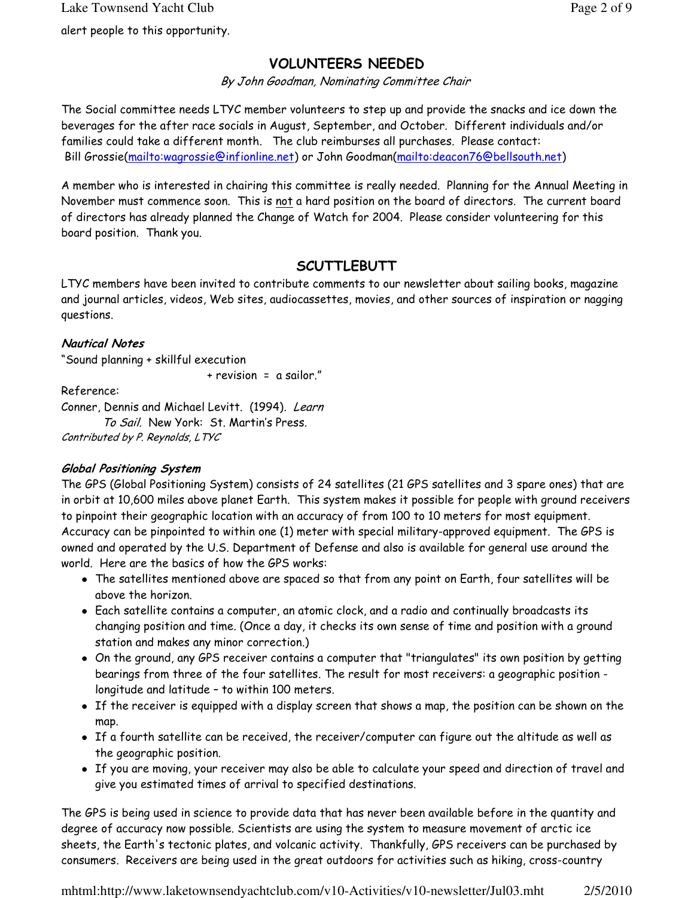alert people to this opportunity.

## VOLUNTEERS NEEDED

*By John Goodman, Nominating Committee Chair*

The Social committee needs LTYC member volunteers to step up and provide the snacks and ice down the beverages for the after race socials in August, September, and October. Different individuals and/or families could take a different month. The club reimburses all purchases. Please contact: Bill Grossie(mailto:wagrossie@infionline.net) or John Goodman(mailto:deacon76@bellsouth.net)

A member who is interested in chairing this committee is really needed. Planning for the Annual Meeting in November must commence soon. This is not a hard position on the board of directors. The current board of directors has already planned the Change of Watch for 2004. Please consider volunteering for this board position. Thank you.

## SCUTTLEBUTT

LTYC members have been invited to contribute comments to our newsletter about sailing books, magazine and journal articles, videos, Web sites, audiocassettes, movies, and other sources of inspiration or nagging questions.

***Nautical Notes***

"Sound planning + skillful execution
+ revision = a sailor."

Reference:
Conner, Dennis and Michael Levitt. (1994). *Learn To Sail.* New York: St. Martin's Press.
*Contributed by P. Reynolds, LTYC*

***Global Positioning System***

The GPS (Global Positioning System) consists of 24 satellites (21 GPS satellites and 3 spare ones) that are in orbit at 10,600 miles above planet Earth. This system makes it possible for people with ground receivers to pinpoint their geographic location with an accuracy of from 100 to 10 meters for most equipment. Accuracy can be pinpointed to within one (1) meter with special military-approved equipment. The GPS is owned and operated by the U.S. Department of Defense and also is available for general use around the world. Here are the basics of how the GPS works:

- The satellites mentioned above are spaced so that from any point on Earth, four satellites will be above the horizon.
- Each satellite contains a computer, an atomic clock, and a radio and continually broadcasts its changing position and time. (Once a day, it checks its own sense of time and position with a ground station and makes any minor correction.)
- On the ground, any GPS receiver contains a computer that "triangulates" its own position by getting bearings from three of the four satellites. The result for most receivers: a geographic position - longitude and latitude – to within 100 meters.
- If the receiver is equipped with a display screen that shows a map, the position can be shown on the map.
- If a fourth satellite can be received, the receiver/computer can figure out the altitude as well as the geographic position.
- If you are moving, your receiver may also be able to calculate your speed and direction of travel and give you estimated times of arrival to specified destinations.

The GPS is being used in science to provide data that has never been available before in the quantity and degree of accuracy now possible. Scientists are using the system to measure movement of arctic ice sheets, the Earth's tectonic plates, and volcanic activity. Thankfully, GPS receivers can be purchased by consumers. Receivers are being used in the great outdoors for activities such as hiking, cross-country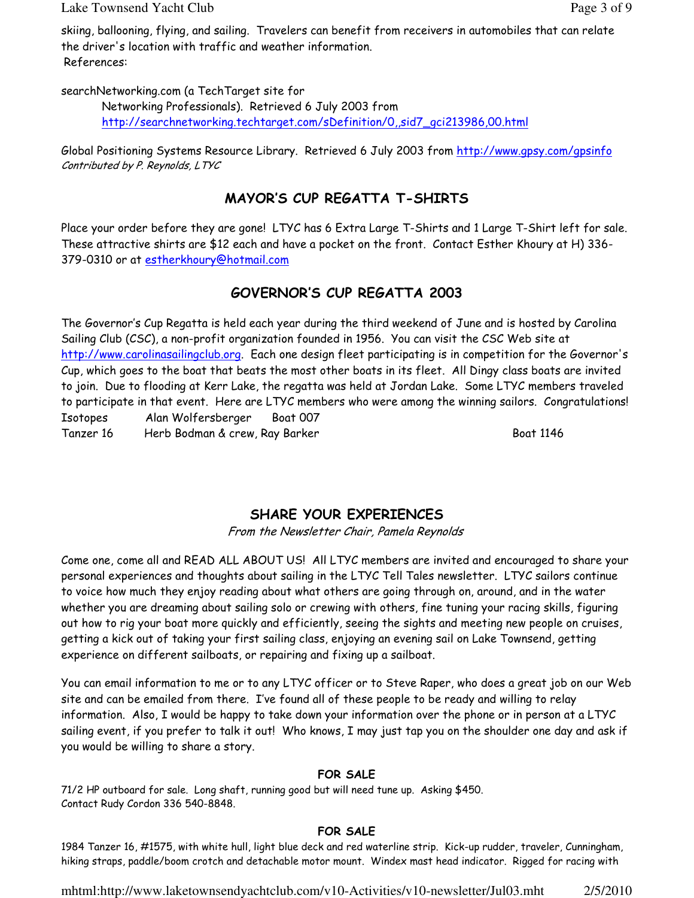skiing, ballooning, flying, and sailing. Travelers can benefit from receivers in automobiles that can relate the driver's location with traffic and weather information.

References:

searchNetworking.com (a TechTarget site for Networking Professionals). Retrieved 6 July 2003 from http://searchnetworking.techtarget.com/sDefinition/0,,sid7_gci213986,00.html

Global Positioning Systems Resource Library. Retrieved 6 July 2003 from http://www.gpsy.com/gpsinfo

*Contributed by P. Reynolds, LTYC*

## MAYOR'S CUP REGATTA T-SHIRTS

Place your order before they are gone! LTYC has 6 Extra Large T-Shirts and 1 Large T-Shirt left for sale. These attractive shirts are $12 each and have a pocket on the front. Contact Esther Khoury at H) 336-379-0310 or at estherkhoury@hotmail.com

## GOVERNOR'S CUP REGATTA 2003

The Governor's Cup Regatta is held each year during the third weekend of June and is hosted by Carolina Sailing Club (CSC), a non-profit organization founded in 1956. You can visit the CSC Web site at http://www.carolinasailingclub.org. Each one design fleet participating is in competition for the Governor's Cup, which goes to the boat that beats the most other boats in its fleet. All Dingy class boats are invited to join. Due to flooding at Kerr Lake, the regatta was held at Jordan Lake. Some LTYC members traveled to participate in that event. Here are LTYC members who were among the winning sailors. Congratulations!

| | | |
|---|---|---|
| Isotopes | Alan Wolfersberger | Boat 007 |
| Tanzer 16 | Herb Bodman & crew, Ray Barker | Boat 1146 |

## SHARE YOUR EXPERIENCES

*From the Newsletter Chair, Pamela Reynolds*

Come one, come all and READ ALL ABOUT US! All LTYC members are invited and encouraged to share your personal experiences and thoughts about sailing in the LTYC Tell Tales newsletter. LTYC sailors continue to voice how much they enjoy reading about what others are going through on, around, and in the water whether you are dreaming about sailing solo or crewing with others, fine tuning your racing skills, figuring out how to rig your boat more quickly and efficiently, seeing the sights and meeting new people on cruises, getting a kick out of taking your first sailing class, enjoying an evening sail on Lake Townsend, getting experience on different sailboats, or repairing and fixing up a sailboat.

You can email information to me or to any LTYC officer or to Steve Raper, who does a great job on our Web site and can be emailed from there. I've found all of these people to be ready and willing to relay information. Also, I would be happy to take down your information over the phone or in person at a LTYC sailing event, if you prefer to talk it out! Who knows, I may just tap you on the shoulder one day and ask if you would be willing to share a story.

### FOR SALE

71/2 HP outboard for sale. Long shaft, running good but will need tune up. Asking $450. Contact Rudy Cordon 336 540-8848.

### FOR SALE

1984 Tanzer 16, #1575, with white hull, light blue deck and red waterline strip. Kick-up rudder, traveler, Cunningham, hiking straps, paddle/boom crotch and detachable motor mount. Windex mast head indicator. Rigged for racing with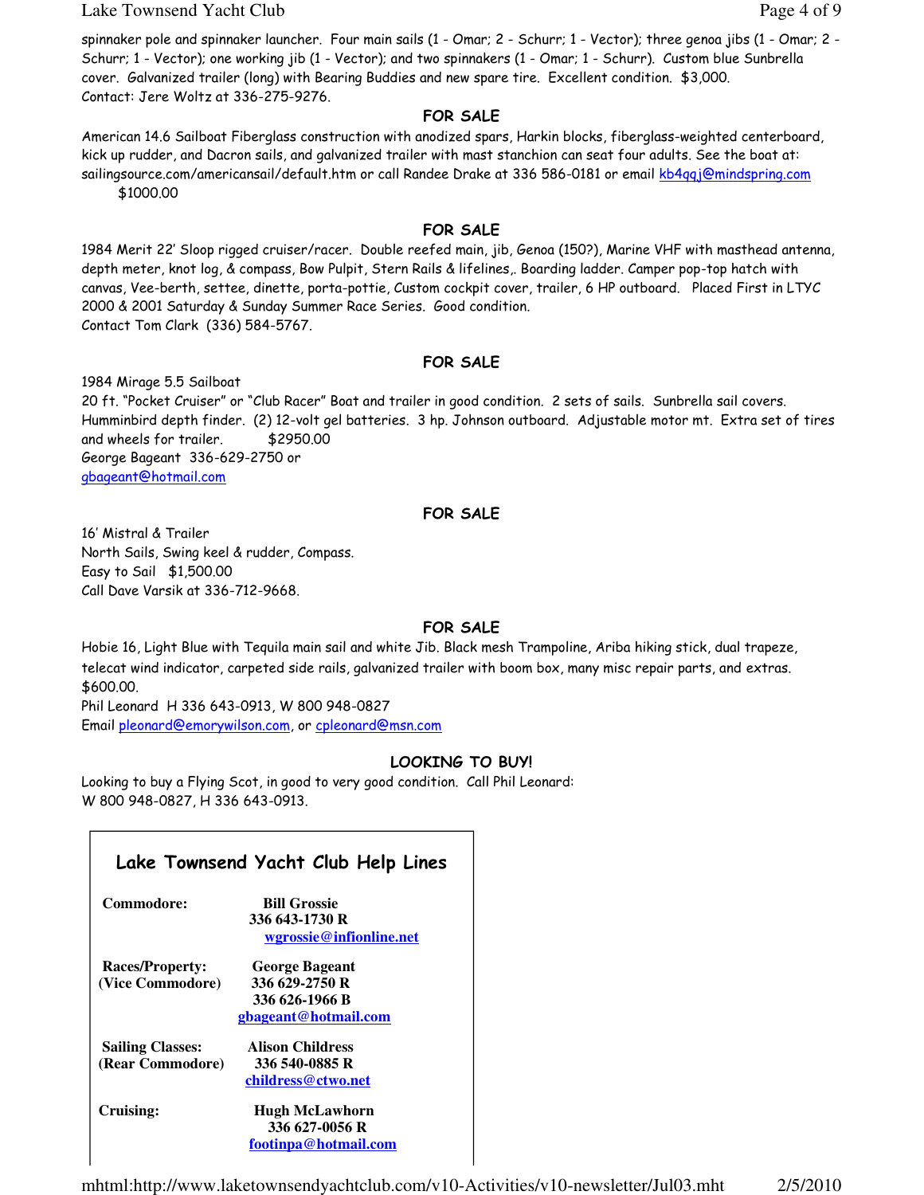spinnaker pole and spinnaker launcher. Four main sails (1 - Omar; 2 - Schurr; 1 - Vector); three genoa jibs (1 - Omar; 2 - Schurr; 1 - Vector); one working jib (1 - Vector); and two spinnakers (1 - Omar; 1 - Schurr). Custom blue Sunbrella cover. Galvanized trailer (long) with Bearing Buddies and new spare tire. Excellent condition. $3,000.
Contact: Jere Woltz at 336-275-9276.

### FOR SALE

American 14.6 Sailboat Fiberglass construction with anodized spars, Harkin blocks, fiberglass-weighted centerboard, kick up rudder, and Dacron sails, and galvanized trailer with mast stanchion can seat four adults. See the boat at: sailingsource.com/americansail/default.htm or call Randee Drake at 336 586-0181 or email kb4qqj@mindspring.com
$1000.00

### FOR SALE

1984 Merit 22' Sloop rigged cruiser/racer. Double reefed main, jib, Genoa (150?), Marine VHF with masthead antenna, depth meter, knot log, & compass, Bow Pulpit, Stern Rails & lifelines,. Boarding ladder. Camper pop-top hatch with canvas, Vee-berth, settee, dinette, porta-pottie, Custom cockpit cover, trailer, 6 HP outboard. Placed First in LTYC 2000 & 2001 Saturday & Sunday Summer Race Series. Good condition.
Contact Tom Clark (336) 584-5767.

### FOR SALE

1984 Mirage 5.5 Sailboat
20 ft. "Pocket Cruiser" or "Club Racer" Boat and trailer in good condition. 2 sets of sails. Sunbrella sail covers. Humminbird depth finder. (2) 12-volt gel batteries. 3 hp. Johnson outboard. Adjustable motor mt. Extra set of tires and wheels for trailer. $2950.00
George Bageant 336-629-2750 or
gbageant@hotmail.com

### FOR SALE

16' Mistral & Trailer
North Sails, Swing keel & rudder, Compass.
Easy to Sail $1,500.00
Call Dave Varsik at 336-712-9668.

### FOR SALE

Hobie 16, Light Blue with Tequila main sail and white Jib. Black mesh Trampoline, Ariba hiking stick, dual trapeze, telecat wind indicator, carpeted side rails, galvanized trailer with boom box, many misc repair parts, and extras.
$600.00.
Phil Leonard H 336 643-0913, W 800 948-0827
Email pleonard@emorywilson.com, or cpleonard@msn.com

### LOOKING TO BUY!

Looking to buy a Flying Scot, in good to very good condition. Call Phil Leonard:
W 800 948-0827, H 336 643-0913.

## Lake Townsend Yacht Club Help Lines

| | |
|---|---|
| **Commodore:** | **Bill Grossie**<br>**336 643-1730 R**<br>**wgrossie@infionline.net** |
| **Races/Property:**<br>**(Vice Commodore)** | **George Bageant**<br>**336 629-2750 R**<br>**336 626-1966 B**<br>**gbageant@hotmail.com** |
| **Sailing Classes:**<br>**(Rear Commodore)** | **Alison Childress**<br>**336 540-0885 R**<br>**childress@ctwo.net** |
| **Cruising:** | **Hugh McLawhorn**<br>**336 627-0056 R**<br>**footinpa@hotmail.com** |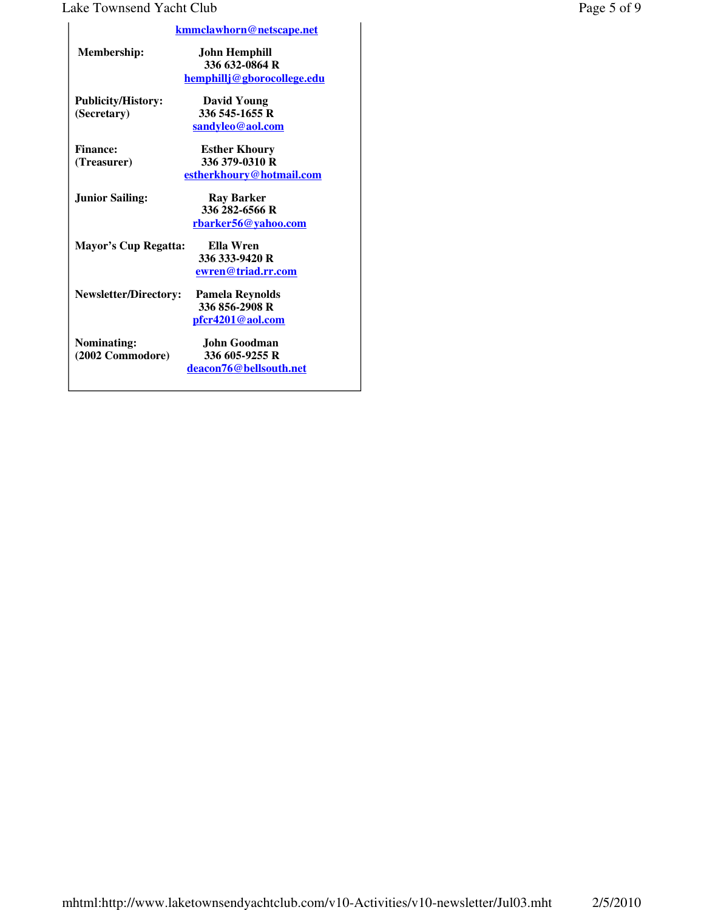kmmclawhorn@netscape.net

| | |
|---|---|
| **Membership:** | **John Hemphill**<br>**336 632-0864 R**<br>**hemphillj@gborocollege.edu** |
| **Publicity/History:**<br>**(Secretary)** | **David Young**<br>**336 545-1655 R**<br>**sandyleo@aol.com** |
| **Finance:**<br>**(Treasurer)** | **Esther Khoury**<br>**336 379-0310 R**<br>**estherkhoury@hotmail.com** |
| **Junior Sailing:** | **Ray Barker**<br>**336 282-6566 R**<br>**rbarker56@yahoo.com** |
| **Mayor's Cup Regatta:** | **Ella Wren**<br>**336 333-9420 R**<br>**ewren@triad.rr.com** |
| **Newsletter/Directory:** | **Pamela Reynolds**<br>**336 856-2908 R**<br>**pfcr4201@aol.com** |
| **Nominating:**<br>**(2002 Commodore)** | **John Goodman**<br>**336 605-9255 R**<br>**deacon76@bellsouth.net** |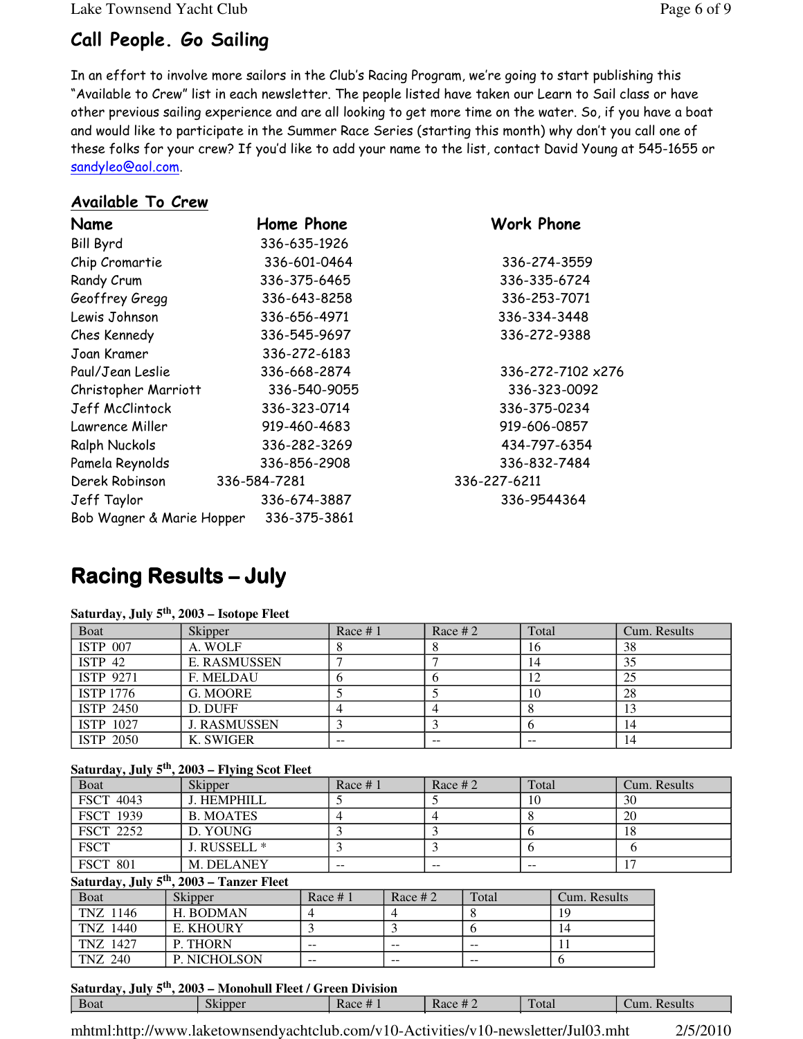## Call People. Go Sailing

In an effort to involve more sailors in the Club's Racing Program, we're going to start publishing this "Available to Crew" list in each newsletter. The people listed have taken our Learn to Sail class or have other previous sailing experience and are all looking to get more time on the water. So, if you have a boat and would like to participate in the Summer Race Series (starting this month) why don't you call one of these folks for your crew? If you'd like to add your name to the list, contact David Young at 545-1655 or sandyleo@aol.com.

### Available To Crew

| Name | Home Phone | Work Phone |
|---|---|---|
| Bill Byrd | 336-635-1926 | |
| Chip Cromartie | 336-601-0464 | 336-274-3559 |
| Randy Crum | 336-375-6465 | 336-335-6724 |
| Geoffrey Gregg | 336-643-8258 | 336-253-7071 |
| Lewis Johnson | 336-656-4971 | 336-334-3448 |
| Ches Kennedy | 336-545-9697 | 336-272-9388 |
| Joan Kramer | 336-272-6183 | |
| Paul/Jean Leslie | 336-668-2874 | 336-272-7102 x276 |
| Christopher Marriott | 336-540-9055 | 336-323-0092 |
| Jeff McClintock | 336-323-0714 | 336-375-0234 |
| Lawrence Miller | 919-460-4683 | 919-606-0857 |
| Ralph Nuckols | 336-282-3269 | 434-797-6354 |
| Pamela Reynolds | 336-856-2908 | 336-832-7484 |
| Derek Robinson | 336-584-7281 | 336-227-6211 |
| Jeff Taylor | 336-674-3887 | 336-9544364 |
| Bob Wagner & Marie Hopper | 336-375-3861 | |

# Racing Results – July

**Saturday, July 5th, 2003 – Isotope Fleet**

| Boat | Skipper | Race # 1 | Race # 2 | Total | Cum. Results |
|---|---|---|---|---|---|
| ISTP 007 | A. WOLF | 8 | 8 | 16 | 38 |
| ISTP 42 | E. RASMUSSEN | 7 | 7 | 14 | 35 |
| ISTP 9271 | F. MELDAU | 6 | 6 | 12 | 25 |
| ISTP 1776 | G. MOORE | 5 | 5 | 10 | 28 |
| ISTP 2450 | D. DUFF | 4 | 4 | 8 | 13 |
| ISTP 1027 | J. RASMUSSEN | 3 | 3 | 6 | 14 |
| ISTP 2050 | K. SWIGER | -- | -- | -- | 14 |

**Saturday, July 5th, 2003 – Flying Scot Fleet**

| Boat | Skipper | Race # 1 | Race # 2 | Total | Cum. Results |
|---|---|---|---|---|---|
| FSCT 4043 | J. HEMPHILL | 5 | 5 | 10 | 30 |
| FSCT 1939 | B. MOATES | 4 | 4 | 8 | 20 |
| FSCT 2252 | D. YOUNG | 3 | 3 | 6 | 18 |
| FSCT | J. RUSSELL * | 3 | 3 | 6 | 6 |
| FSCT 801 | M. DELANEY | -- | -- | -- | 17 |

**Saturday, July 5th, 2003 – Tanzer Fleet**

| Boat | Skipper | Race # 1 | Race # 2 | Total | Cum. Results |
|---|---|---|---|---|---|
| TNZ 1146 | H. BODMAN | 4 | 4 | 8 | 19 |
| TNZ 1440 | E. KHOURY | 3 | 3 | 6 | 14 |
| TNZ 1427 | P. THORN | -- | -- | -- | 11 |
| TNZ 240 | P. NICHOLSON | -- | -- | -- | 6 |

**Saturday, July 5th, 2003 – Monohull Fleet / Green Division**

| Boat | Skipper | Race # 1 | Race # 2 | Total | Cum. Results |
|---|---|---|---|---|---|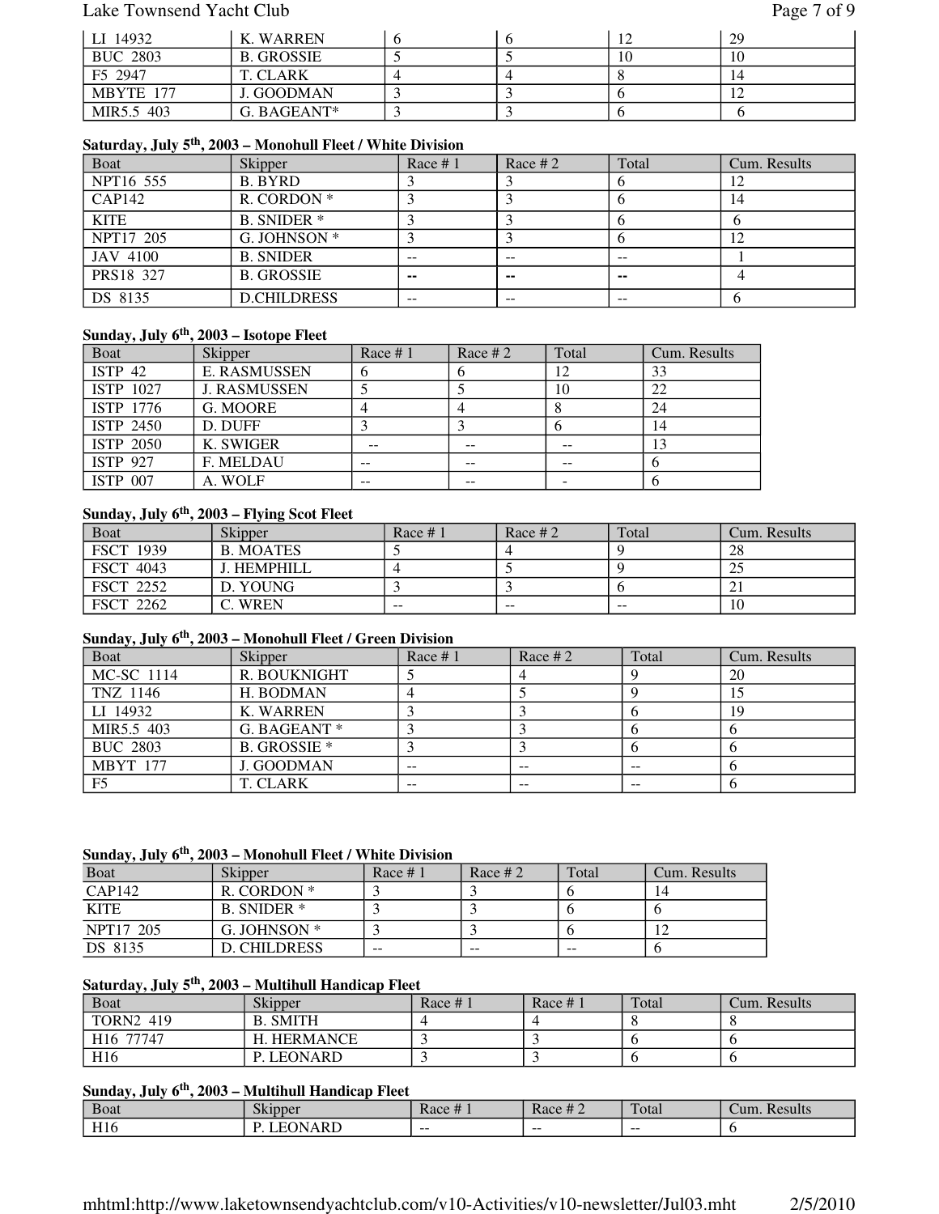| | | | | | |
|---|---|---|---|---|---|
| LI 14932 | K. WARREN | 6 | 6 | 12 | 29 |
| BUC 2803 | B. GROSSIE | 5 | 5 | 10 | 10 |
| F5 2947 | T. CLARK | 4 | 4 | 8 | 14 |
| MBYTE 177 | J. GOODMAN | 3 | 3 | 6 | 12 |
| MIR5.5 403 | G. BAGEANT* | 3 | 3 | 6 | 6 |

**Saturday, July 5th, 2003 – Monohull Fleet / White Division**

| Boat | Skipper | Race # 1 | Race # 2 | Total | Cum. Results |
|---|---|---|---|---|---|
| NPT16 555 | B. BYRD | 3 | 3 | 6 | 12 |
| CAP142 | R. CORDON * | 3 | 3 | 6 | 14 |
| KITE | B. SNIDER * | 3 | 3 | 6 | 6 |
| NPT17 205 | G. JOHNSON * | 3 | 3 | 6 | 12 |
| JAV 4100 | B. SNIDER | -- | -- | -- | 1 |
| PRS18 327 | B. GROSSIE | -- | -- | -- | 4 |
| DS 8135 | D.CHILDRESS | -- | -- | -- | 6 |

**Sunday, July 6th, 2003 – Isotope Fleet**

| Boat | Skipper | Race # 1 | Race # 2 | Total | Cum. Results |
|---|---|---|---|---|---|
| ISTP 42 | E. RASMUSSEN | 6 | 6 | 12 | 33 |
| ISTP 1027 | J. RASMUSSEN | 5 | 5 | 10 | 22 |
| ISTP 1776 | G. MOORE | 4 | 4 | 8 | 24 |
| ISTP 2450 | D. DUFF | 3 | 3 | 6 | 14 |
| ISTP 2050 | K. SWIGER | -- | -- | -- | 13 |
| ISTP 927 | F. MELDAU | -- | -- | -- | 6 |
| ISTP 007 | A. WOLF | -- | -- | - | 6 |

**Sunday, July 6th, 2003 – Flying Scot Fleet**

| Boat | Skipper | Race # 1 | Race # 2 | Total | Cum. Results |
|---|---|---|---|---|---|
| FSCT 1939 | B. MOATES | 5 | 4 | 9 | 28 |
| FSCT 4043 | J. HEMPHILL | 4 | 5 | 9 | 25 |
| FSCT 2252 | D. YOUNG | 3 | 3 | 6 | 21 |
| FSCT 2262 | C. WREN | -- | -- | -- | 10 |

**Sunday, July 6th, 2003 – Monohull Fleet / Green Division**

| Boat | Skipper | Race # 1 | Race # 2 | Total | Cum. Results |
|---|---|---|---|---|---|
| MC-SC 1114 | R. BOUKNIGHT | 5 | 4 | 9 | 20 |
| TNZ 1146 | H. BODMAN | 4 | 5 | 9 | 15 |
| LI 14932 | K. WARREN | 3 | 3 | 6 | 19 |
| MIR5.5 403 | G. BAGEANT * | 3 | 3 | 6 | 6 |
| BUC 2803 | B. GROSSIE * | 3 | 3 | 6 | 6 |
| MBYT 177 | J. GOODMAN | -- | -- | -- | 6 |
| F5 | T. CLARK | -- | -- | -- | 6 |

**Sunday, July 6th, 2003 – Monohull Fleet / White Division**

| Boat | Skipper | Race # 1 | Race # 2 | Total | Cum. Results |
|---|---|---|---|---|---|
| CAP142 | R. CORDON * | 3 | 3 | 6 | 14 |
| KITE | B. SNIDER * | 3 | 3 | 6 | 6 |
| NPT17 205 | G. JOHNSON * | 3 | 3 | 6 | 12 |
| DS 8135 | D. CHILDRESS | -- | -- | -- | 6 |

**Saturday, July 5th, 2003 – Multihull Handicap Fleet**

| Boat | Skipper | Race # 1 | Race # 1 | Total | Cum. Results |
|---|---|---|---|---|---|
| TORN2 419 | B. SMITH | 4 | 4 | 8 | 8 |
| H16 77747 | H. HERMANCE | 3 | 3 | 6 | 6 |
| H16 | P. LEONARD | 3 | 3 | 6 | 6 |

**Sunday, July 6th, 2003 – Multihull Handicap Fleet**

| Boat | Skipper | Race # 1 | Race # 2 | Total | Cum. Results |
|---|---|---|---|---|---|
| H16 | P. LEONARD | -- | -- | -- | 6 |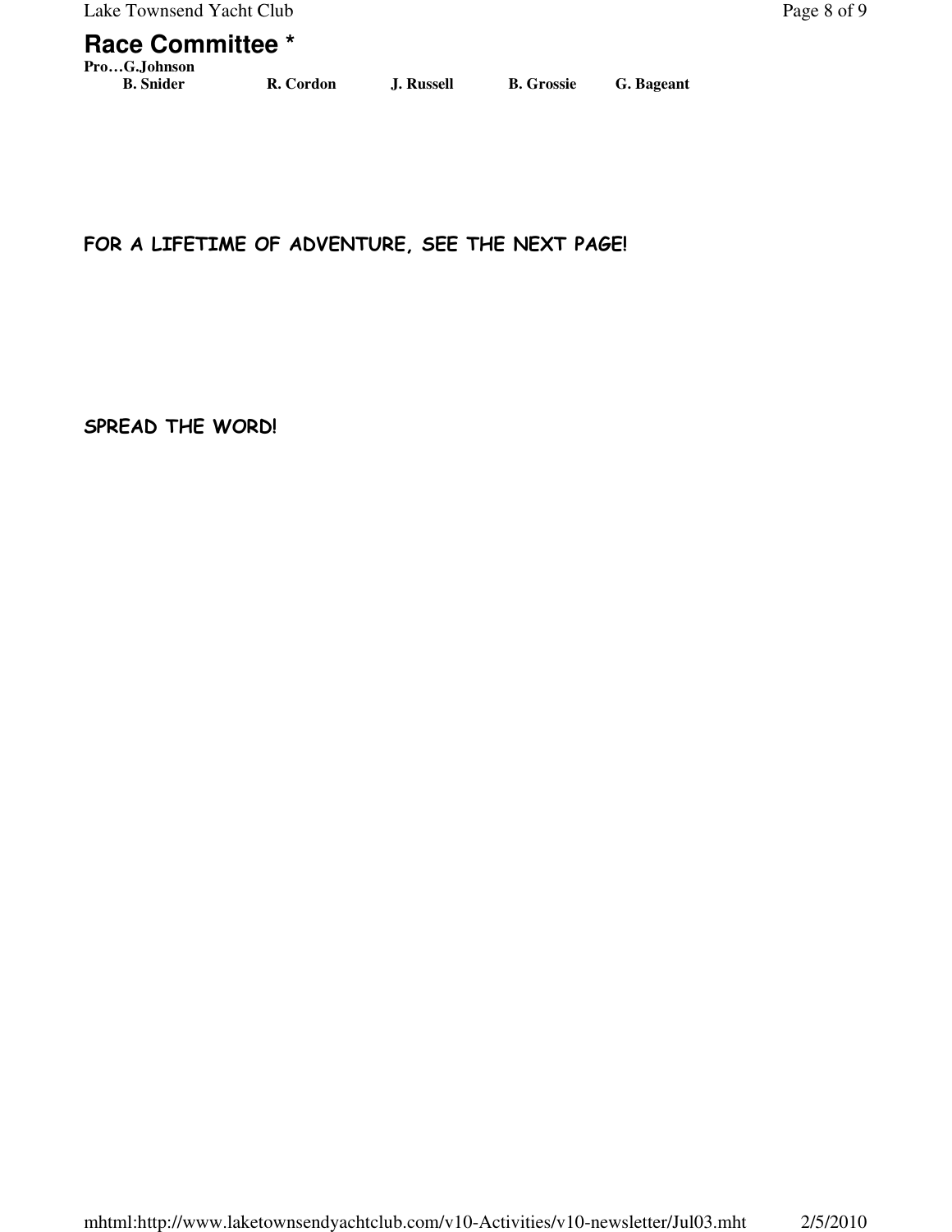## Race Committee *

**Pro…G.Johnson**

**B. Snider** **R. Cordon** **J. Russell** **B. Grossie** **G. Bageant**

**FOR A LIFETIME OF ADVENTURE, SEE THE NEXT PAGE!**

**SPREAD THE WORD!**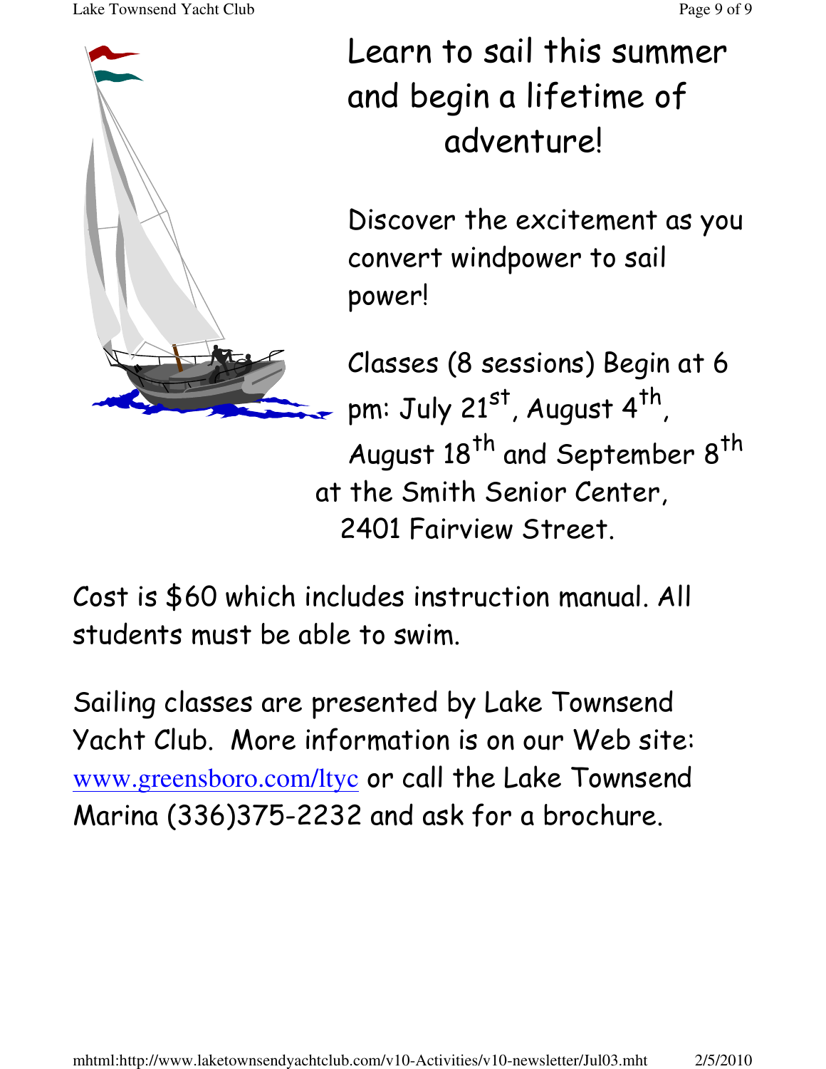# Learn to sail this summer and begin a lifetime of adventure!

Discover the excitement as you convert windpower to sail power!

Classes (8 sessions) Begin at 6 pm: July 21st, August 4th, August 18th and September 8th at the Smith Senior Center, 2401 Fairview Street.

Cost is $60 which includes instruction manual. All students must be able to swim.

Sailing classes are presented by Lake Townsend Yacht Club. More information is on our Web site: [www.greensboro.com/ltyc](http://www.greensboro.com/ltyc) or call the Lake Townsend Marina (336)375-2232 and ask for a brochure.